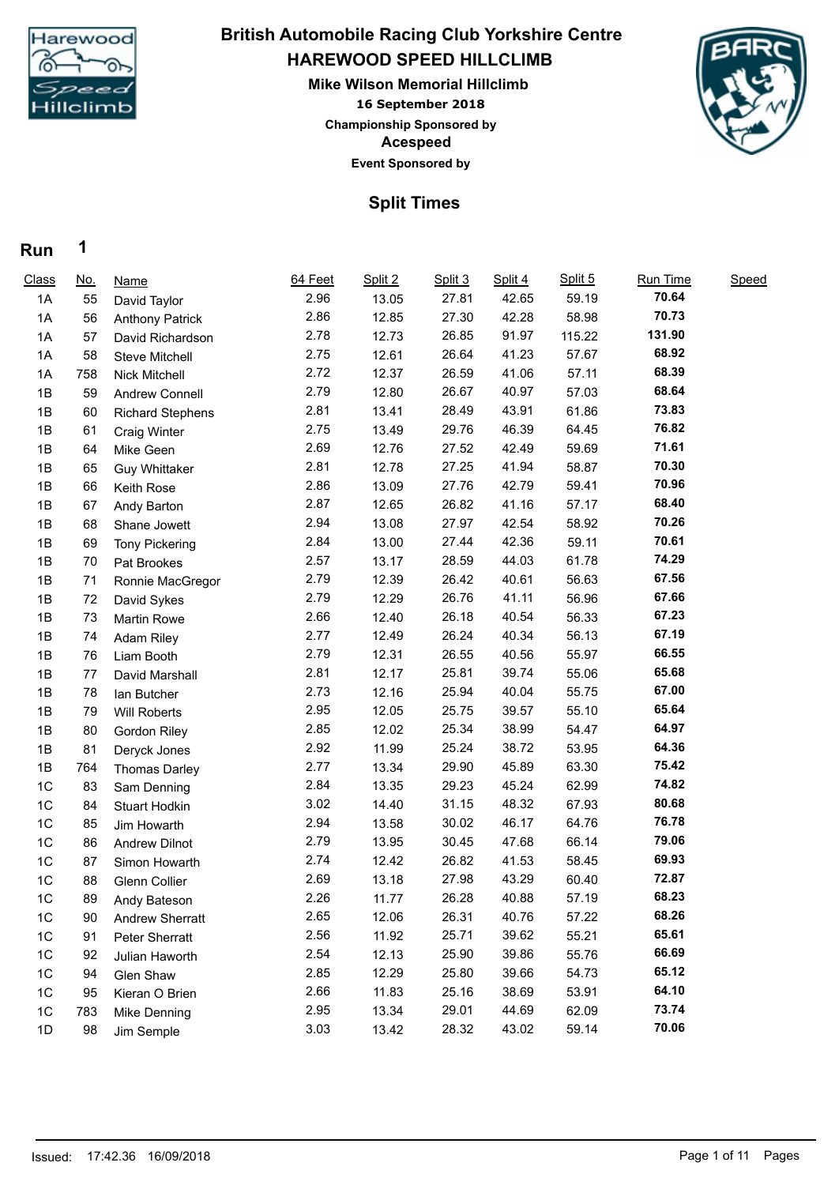# British Automobile Racing Club Yorkshire Centre

## HAREWOOD SPEED HILLCLIMB

### Mike Wilson Memorial Hillclimb

**16 September 2018**

**Championship Sponsored by**

**Acespeed**

**Event Sponsored by**

## Split Times

**Run 1**

| Class | No. | Name | 64 Feet | Split 2 | Split 3 | Split 4 | Split 5 | Run Time | Speed |
|---|---|---|---|---|---|---|---|---|---|
| 1A | 55 | David Taylor | 2.96 | 13.05 | 27.81 | 42.65 | 59.19 | **70.64** | |
| 1A | 56 | Anthony Patrick | 2.86 | 12.85 | 27.30 | 42.28 | 58.98 | **70.73** | |
| 1A | 57 | David Richardson | 2.78 | 12.73 | 26.85 | 91.97 | 115.22 | **131.90** | |
| 1A | 58 | Steve Mitchell | 2.75 | 12.61 | 26.64 | 41.23 | 57.67 | **68.92** | |
| 1A | 758 | Nick Mitchell | 2.72 | 12.37 | 26.59 | 41.06 | 57.11 | **68.39** | |
| 1B | 59 | Andrew Connell | 2.79 | 12.80 | 26.67 | 40.97 | 57.03 | **68.64** | |
| 1B | 60 | Richard Stephens | 2.81 | 13.41 | 28.49 | 43.91 | 61.86 | **73.83** | |
| 1B | 61 | Craig Winter | 2.75 | 13.49 | 29.76 | 46.39 | 64.45 | **76.82** | |
| 1B | 64 | Mike Geen | 2.69 | 12.76 | 27.52 | 42.49 | 59.69 | **71.61** | |
| 1B | 65 | Guy Whittaker | 2.81 | 12.78 | 27.25 | 41.94 | 58.87 | **70.30** | |
| 1B | 66 | Keith Rose | 2.86 | 13.09 | 27.76 | 42.79 | 59.41 | **70.96** | |
| 1B | 67 | Andy Barton | 2.87 | 12.65 | 26.82 | 41.16 | 57.17 | **68.40** | |
| 1B | 68 | Shane Jowett | 2.94 | 13.08 | 27.97 | 42.54 | 58.92 | **70.26** | |
| 1B | 69 | Tony Pickering | 2.84 | 13.00 | 27.44 | 42.36 | 59.11 | **70.61** | |
| 1B | 70 | Pat Brookes | 2.57 | 13.17 | 28.59 | 44.03 | 61.78 | **74.29** | |
| 1B | 71 | Ronnie MacGregor | 2.79 | 12.39 | 26.42 | 40.61 | 56.63 | **67.56** | |
| 1B | 72 | David Sykes | 2.79 | 12.29 | 26.76 | 41.11 | 56.96 | **67.66** | |
| 1B | 73 | Martin Rowe | 2.66 | 12.40 | 26.18 | 40.54 | 56.33 | **67.23** | |
| 1B | 74 | Adam Riley | 2.77 | 12.49 | 26.24 | 40.34 | 56.13 | **67.19** | |
| 1B | 76 | Liam Booth | 2.79 | 12.31 | 26.55 | 40.56 | 55.97 | **66.55** | |
| 1B | 77 | David Marshall | 2.81 | 12.17 | 25.81 | 39.74 | 55.06 | **65.68** | |
| 1B | 78 | Ian Butcher | 2.73 | 12.16 | 25.94 | 40.04 | 55.75 | **67.00** | |
| 1B | 79 | Will Roberts | 2.95 | 12.05 | 25.75 | 39.57 | 55.10 | **65.64** | |
| 1B | 80 | Gordon Riley | 2.85 | 12.02 | 25.34 | 38.99 | 54.47 | **64.97** | |
| 1B | 81 | Deryck Jones | 2.92 | 11.99 | 25.24 | 38.72 | 53.95 | **64.36** | |
| 1B | 764 | Thomas Darley | 2.77 | 13.34 | 29.90 | 45.89 | 63.30 | **75.42** | |
| 1C | 83 | Sam Denning | 2.84 | 13.35 | 29.23 | 45.24 | 62.99 | **74.82** | |
| 1C | 84 | Stuart Hodkin | 3.02 | 14.40 | 31.15 | 48.32 | 67.93 | **80.68** | |
| 1C | 85 | Jim Howarth | 2.94 | 13.58 | 30.02 | 46.17 | 64.76 | **76.78** | |
| 1C | 86 | Andrew Dilnot | 2.79 | 13.95 | 30.45 | 47.68 | 66.14 | **79.06** | |
| 1C | 87 | Simon Howarth | 2.74 | 12.42 | 26.82 | 41.53 | 58.45 | **69.93** | |
| 1C | 88 | Glenn Collier | 2.69 | 13.18 | 27.98 | 43.29 | 60.40 | **72.87** | |
| 1C | 89 | Andy Bateson | 2.26 | 11.77 | 26.28 | 40.88 | 57.19 | **68.23** | |
| 1C | 90 | Andrew Sherratt | 2.65 | 12.06 | 26.31 | 40.76 | 57.22 | **68.26** | |
| 1C | 91 | Peter Sherratt | 2.56 | 11.92 | 25.71 | 39.62 | 55.21 | **65.61** | |
| 1C | 92 | Julian Haworth | 2.54 | 12.13 | 25.90 | 39.86 | 55.76 | **66.69** | |
| 1C | 94 | Glen Shaw | 2.85 | 12.29 | 25.80 | 39.66 | 54.73 | **65.12** | |
| 1C | 95 | Kieran O Brien | 2.66 | 11.83 | 25.16 | 38.69 | 53.91 | **64.10** | |
| 1C | 783 | Mike Denning | 2.95 | 13.34 | 29.01 | 44.69 | 62.09 | **73.74** | |
| 1D | 98 | Jim Semple | 3.03 | 13.42 | 28.32 | 43.02 | 59.14 | **70.06** | |

Issued: 17:42.36 16/09/2018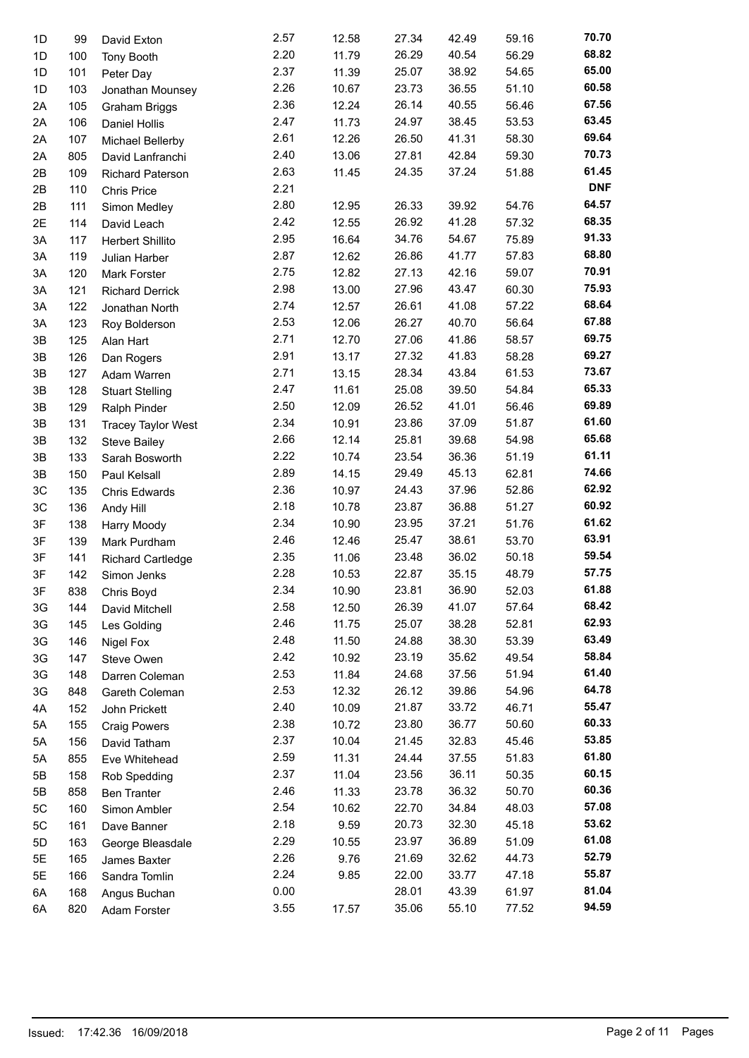| | | | | | | | | |
|---|---|---|---|---|---|---|---|---|
| 1D | 99 | David Exton | 2.57 | 12.58 | 27.34 | 42.49 | 59.16 | **70.70** |
| 1D | 100 | Tony Booth | 2.20 | 11.79 | 26.29 | 40.54 | 56.29 | **68.82** |
| 1D | 101 | Peter Day | 2.37 | 11.39 | 25.07 | 38.92 | 54.65 | **65.00** |
| 1D | 103 | Jonathan Mounsey | 2.26 | 10.67 | 23.73 | 36.55 | 51.10 | **60.58** |
| 2A | 105 | Graham Briggs | 2.36 | 12.24 | 26.14 | 40.55 | 56.46 | **67.56** |
| 2A | 106 | Daniel Hollis | 2.47 | 11.73 | 24.97 | 38.45 | 53.53 | **63.45** |
| 2A | 107 | Michael Bellerby | 2.61 | 12.26 | 26.50 | 41.31 | 58.30 | **69.64** |
| 2A | 805 | David Lanfranchi | 2.40 | 13.06 | 27.81 | 42.84 | 59.30 | **70.73** |
| 2B | 109 | Richard Paterson | 2.63 | 11.45 | 24.35 | 37.24 | 51.88 | **61.45** |
| 2B | 110 | Chris Price | 2.21 | | | | | **DNF** |
| 2B | 111 | Simon Medley | 2.80 | 12.95 | 26.33 | 39.92 | 54.76 | **64.57** |
| 2E | 114 | David Leach | 2.42 | 12.55 | 26.92 | 41.28 | 57.32 | **68.35** |
| 3A | 117 | Herbert Shillito | 2.95 | 16.64 | 34.76 | 54.67 | 75.89 | **91.33** |
| 3A | 119 | Julian Harber | 2.87 | 12.62 | 26.86 | 41.77 | 57.83 | **68.80** |
| 3A | 120 | Mark Forster | 2.75 | 12.82 | 27.13 | 42.16 | 59.07 | **70.91** |
| 3A | 121 | Richard Derrick | 2.98 | 13.00 | 27.96 | 43.47 | 60.30 | **75.93** |
| 3A | 122 | Jonathan North | 2.74 | 12.57 | 26.61 | 41.08 | 57.22 | **68.64** |
| 3A | 123 | Roy Bolderson | 2.53 | 12.06 | 26.27 | 40.70 | 56.64 | **67.88** |
| 3B | 125 | Alan Hart | 2.71 | 12.70 | 27.06 | 41.86 | 58.57 | **69.75** |
| 3B | 126 | Dan Rogers | 2.91 | 13.17 | 27.32 | 41.83 | 58.28 | **69.27** |
| 3B | 127 | Adam Warren | 2.71 | 13.15 | 28.34 | 43.84 | 61.53 | **73.67** |
| 3B | 128 | Stuart Stelling | 2.47 | 11.61 | 25.08 | 39.50 | 54.84 | **65.33** |
| 3B | 129 | Ralph Pinder | 2.50 | 12.09 | 26.52 | 41.01 | 56.46 | **69.89** |
| 3B | 131 | Tracey Taylor West | 2.34 | 10.91 | 23.86 | 37.09 | 51.87 | **61.60** |
| 3B | 132 | Steve Bailey | 2.66 | 12.14 | 25.81 | 39.68 | 54.98 | **65.68** |
| 3B | 133 | Sarah Bosworth | 2.22 | 10.74 | 23.54 | 36.36 | 51.19 | **61.11** |
| 3B | 150 | Paul Kelsall | 2.89 | 14.15 | 29.49 | 45.13 | 62.81 | **74.66** |
| 3C | 135 | Chris Edwards | 2.36 | 10.97 | 24.43 | 37.96 | 52.86 | **62.92** |
| 3C | 136 | Andy Hill | 2.18 | 10.78 | 23.87 | 36.88 | 51.27 | **60.92** |
| 3F | 138 | Harry Moody | 2.34 | 10.90 | 23.95 | 37.21 | 51.76 | **61.62** |
| 3F | 139 | Mark Purdham | 2.46 | 12.46 | 25.47 | 38.61 | 53.70 | **63.91** |
| 3F | 141 | Richard Cartledge | 2.35 | 11.06 | 23.48 | 36.02 | 50.18 | **59.54** |
| 3F | 142 | Simon Jenks | 2.28 | 10.53 | 22.87 | 35.15 | 48.79 | **57.75** |
| 3F | 838 | Chris Boyd | 2.34 | 10.90 | 23.81 | 36.90 | 52.03 | **61.88** |
| 3G | 144 | David Mitchell | 2.58 | 12.50 | 26.39 | 41.07 | 57.64 | **68.42** |
| 3G | 145 | Les Golding | 2.46 | 11.75 | 25.07 | 38.28 | 52.81 | **62.93** |
| 3G | 146 | Nigel Fox | 2.48 | 11.50 | 24.88 | 38.30 | 53.39 | **63.49** |
| 3G | 147 | Steve Owen | 2.42 | 10.92 | 23.19 | 35.62 | 49.54 | **58.84** |
| 3G | 148 | Darren Coleman | 2.53 | 11.84 | 24.68 | 37.56 | 51.94 | **61.40** |
| 3G | 848 | Gareth Coleman | 2.53 | 12.32 | 26.12 | 39.86 | 54.96 | **64.78** |
| 4A | 152 | John Prickett | 2.40 | 10.09 | 21.87 | 33.72 | 46.71 | **55.47** |
| 5A | 155 | Craig Powers | 2.38 | 10.72 | 23.80 | 36.77 | 50.60 | **60.33** |
| 5A | 156 | David Tatham | 2.37 | 10.04 | 21.45 | 32.83 | 45.46 | **53.85** |
| 5A | 855 | Eve Whitehead | 2.59 | 11.31 | 24.44 | 37.55 | 51.83 | **61.80** |
| 5B | 158 | Rob Spedding | 2.37 | 11.04 | 23.56 | 36.11 | 50.35 | **60.15** |
| 5B | 858 | Ben Tranter | 2.46 | 11.33 | 23.78 | 36.32 | 50.70 | **60.36** |
| 5C | 160 | Simon Ambler | 2.54 | 10.62 | 22.70 | 34.84 | 48.03 | **57.08** |
| 5C | 161 | Dave Banner | 2.18 | 9.59 | 20.73 | 32.30 | 45.18 | **53.62** |
| 5D | 163 | George Bleasdale | 2.29 | 10.55 | 23.97 | 36.89 | 51.09 | **61.08** |
| 5E | 165 | James Baxter | 2.26 | 9.76 | 21.69 | 32.62 | 44.73 | **52.79** |
| 5E | 166 | Sandra Tomlin | 2.24 | 9.85 | 22.00 | 33.77 | 47.18 | **55.87** |
| 6A | 168 | Angus Buchan | 0.00 | | 28.01 | 43.39 | 61.97 | **81.04** |
| 6A | 820 | Adam Forster | 3.55 | 17.57 | 35.06 | 55.10 | 77.52 | **94.59** |

Issued: 17:42.36 16/09/2018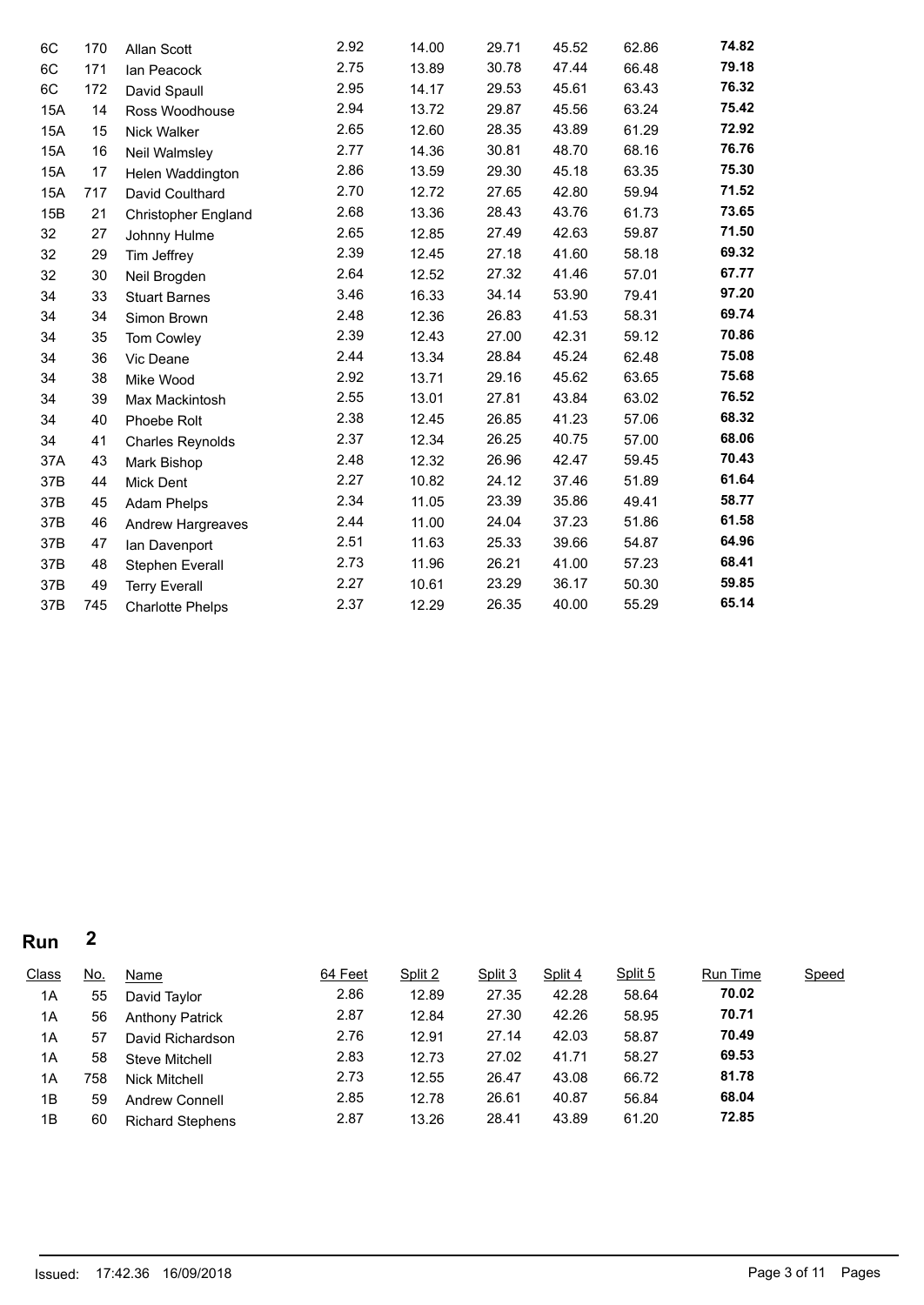| Class | No. | Name | 64 Feet | Split 2 | Split 3 | Split 4 | Split 5 | Run Time | Speed |
|---|---|---|---|---|---|---|---|---|---|
| 6C | 170 | Allan Scott | 2.92 | 14.00 | 29.71 | 45.52 | 62.86 | **74.82** | |
| 6C | 171 | Ian Peacock | 2.75 | 13.89 | 30.78 | 47.44 | 66.48 | **79.18** | |
| 6C | 172 | David Spaull | 2.95 | 14.17 | 29.53 | 45.61 | 63.43 | **76.32** | |
| 15A | 14 | Ross Woodhouse | 2.94 | 13.72 | 29.87 | 45.56 | 63.24 | **75.42** | |
| 15A | 15 | Nick Walker | 2.65 | 12.60 | 28.35 | 43.89 | 61.29 | **72.92** | |
| 15A | 16 | Neil Walmsley | 2.77 | 14.36 | 30.81 | 48.70 | 68.16 | **76.76** | |
| 15A | 17 | Helen Waddington | 2.86 | 13.59 | 29.30 | 45.18 | 63.35 | **75.30** | |
| 15A | 717 | David Coulthard | 2.70 | 12.72 | 27.65 | 42.80 | 59.94 | **71.52** | |
| 15B | 21 | Christopher England | 2.68 | 13.36 | 28.43 | 43.76 | 61.73 | **73.65** | |
| 32 | 27 | Johnny Hulme | 2.65 | 12.85 | 27.49 | 42.63 | 59.87 | **71.50** | |
| 32 | 29 | Tim Jeffrey | 2.39 | 12.45 | 27.18 | 41.60 | 58.18 | **69.32** | |
| 32 | 30 | Neil Brogden | 2.64 | 12.52 | 27.32 | 41.46 | 57.01 | **67.77** | |
| 34 | 33 | Stuart Barnes | 3.46 | 16.33 | 34.14 | 53.90 | 79.41 | **97.20** | |
| 34 | 34 | Simon Brown | 2.48 | 12.36 | 26.83 | 41.53 | 58.31 | **69.74** | |
| 34 | 35 | Tom Cowley | 2.39 | 12.43 | 27.00 | 42.31 | 59.12 | **70.86** | |
| 34 | 36 | Vic Deane | 2.44 | 13.34 | 28.84 | 45.24 | 62.48 | **75.08** | |
| 34 | 38 | Mike Wood | 2.92 | 13.71 | 29.16 | 45.62 | 63.65 | **75.68** | |
| 34 | 39 | Max Mackintosh | 2.55 | 13.01 | 27.81 | 43.84 | 63.02 | **76.52** | |
| 34 | 40 | Phoebe Rolt | 2.38 | 12.45 | 26.85 | 41.23 | 57.06 | **68.32** | |
| 34 | 41 | Charles Reynolds | 2.37 | 12.34 | 26.25 | 40.75 | 57.00 | **68.06** | |
| 37A | 43 | Mark Bishop | 2.48 | 12.32 | 26.96 | 42.47 | 59.45 | **70.43** | |
| 37B | 44 | Mick Dent | 2.27 | 10.82 | 24.12 | 37.46 | 51.89 | **61.64** | |
| 37B | 45 | Adam Phelps | 2.34 | 11.05 | 23.39 | 35.86 | 49.41 | **58.77** | |
| 37B | 46 | Andrew Hargreaves | 2.44 | 11.00 | 24.04 | 37.23 | 51.86 | **61.58** | |
| 37B | 47 | Ian Davenport | 2.51 | 11.63 | 25.33 | 39.66 | 54.87 | **64.96** | |
| 37B | 48 | Stephen Everall | 2.73 | 11.96 | 26.21 | 41.00 | 57.23 | **68.41** | |
| 37B | 49 | Terry Everall | 2.27 | 10.61 | 23.29 | 36.17 | 50.30 | **59.85** | |
| 37B | 745 | Charlotte Phelps | 2.37 | 12.29 | 26.35 | 40.00 | 55.29 | **65.14** | |

## Run 2

| Class | No. | Name | 64 Feet | Split 2 | Split 3 | Split 4 | Split 5 | Run Time | Speed |
|---|---|---|---|---|---|---|---|---|---|
| 1A | 55 | David Taylor | 2.86 | 12.89 | 27.35 | 42.28 | 58.64 | **70.02** | |
| 1A | 56 | Anthony Patrick | 2.87 | 12.84 | 27.30 | 42.26 | 58.95 | **70.71** | |
| 1A | 57 | David Richardson | 2.76 | 12.91 | 27.14 | 42.03 | 58.87 | **70.49** | |
| 1A | 58 | Steve Mitchell | 2.83 | 12.73 | 27.02 | 41.71 | 58.27 | **69.53** | |
| 1A | 758 | Nick Mitchell | 2.73 | 12.55 | 26.47 | 43.08 | 66.72 | **81.78** | |
| 1B | 59 | Andrew Connell | 2.85 | 12.78 | 26.61 | 40.87 | 56.84 | **68.04** | |
| 1B | 60 | Richard Stephens | 2.87 | 13.26 | 28.41 | 43.89 | 61.20 | **72.85** | |

Issued: 17:42.36 16/09/2018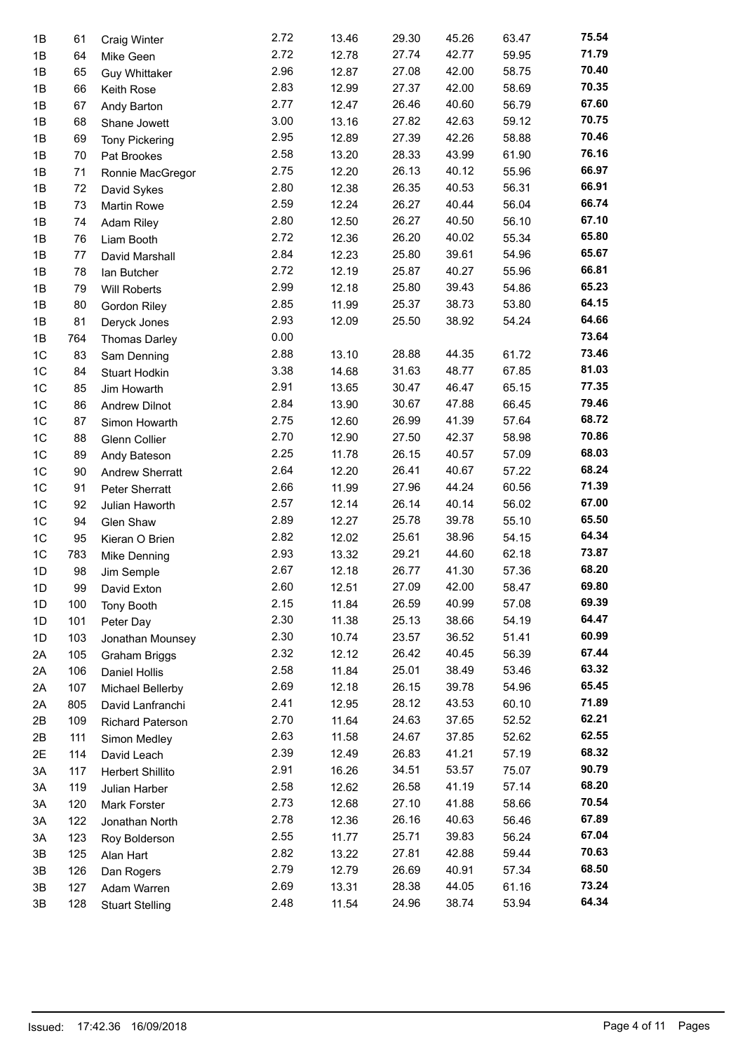| | | | | | | | | |
|---|---|---|---|---|---|---|---|---|
| 1B | 61 | Craig Winter | 2.72 | 13.46 | 29.30 | 45.26 | 63.47 | **75.54** |
| 1B | 64 | Mike Geen | 2.72 | 12.78 | 27.74 | 42.77 | 59.95 | **71.79** |
| 1B | 65 | Guy Whittaker | 2.96 | 12.87 | 27.08 | 42.00 | 58.75 | **70.40** |
| 1B | 66 | Keith Rose | 2.83 | 12.99 | 27.37 | 42.00 | 58.69 | **70.35** |
| 1B | 67 | Andy Barton | 2.77 | 12.47 | 26.46 | 40.60 | 56.79 | **67.60** |
| 1B | 68 | Shane Jowett | 3.00 | 13.16 | 27.82 | 42.63 | 59.12 | **70.75** |
| 1B | 69 | Tony Pickering | 2.95 | 12.89 | 27.39 | 42.26 | 58.88 | **70.46** |
| 1B | 70 | Pat Brookes | 2.58 | 13.20 | 28.33 | 43.99 | 61.90 | **76.16** |
| 1B | 71 | Ronnie MacGregor | 2.75 | 12.20 | 26.13 | 40.12 | 55.96 | **66.97** |
| 1B | 72 | David Sykes | 2.80 | 12.38 | 26.35 | 40.53 | 56.31 | **66.91** |
| 1B | 73 | Martin Rowe | 2.59 | 12.24 | 26.27 | 40.44 | 56.04 | **66.74** |
| 1B | 74 | Adam Riley | 2.80 | 12.50 | 26.27 | 40.50 | 56.10 | **67.10** |
| 1B | 76 | Liam Booth | 2.72 | 12.36 | 26.20 | 40.02 | 55.34 | **65.80** |
| 1B | 77 | David Marshall | 2.84 | 12.23 | 25.80 | 39.61 | 54.96 | **65.67** |
| 1B | 78 | Ian Butcher | 2.72 | 12.19 | 25.87 | 40.27 | 55.96 | **66.81** |
| 1B | 79 | Will Roberts | 2.99 | 12.18 | 25.80 | 39.43 | 54.86 | **65.23** |
| 1B | 80 | Gordon Riley | 2.85 | 11.99 | 25.37 | 38.73 | 53.80 | **64.15** |
| 1B | 81 | Deryck Jones | 2.93 | 12.09 | 25.50 | 38.92 | 54.24 | **64.66** |
| 1B | 764 | Thomas Darley | 0.00 | | | | | **73.64** |
| 1C | 83 | Sam Denning | 2.88 | 13.10 | 28.88 | 44.35 | 61.72 | **73.46** |
| 1C | 84 | Stuart Hodkin | 3.38 | 14.68 | 31.63 | 48.77 | 67.85 | **81.03** |
| 1C | 85 | Jim Howarth | 2.91 | 13.65 | 30.47 | 46.47 | 65.15 | **77.35** |
| 1C | 86 | Andrew Dilnot | 2.84 | 13.90 | 30.67 | 47.88 | 66.45 | **79.46** |
| 1C | 87 | Simon Howarth | 2.75 | 12.60 | 26.99 | 41.39 | 57.64 | **68.72** |
| 1C | 88 | Glenn Collier | 2.70 | 12.90 | 27.50 | 42.37 | 58.98 | **70.86** |
| 1C | 89 | Andy Bateson | 2.25 | 11.78 | 26.15 | 40.57 | 57.09 | **68.03** |
| 1C | 90 | Andrew Sherratt | 2.64 | 12.20 | 26.41 | 40.67 | 57.22 | **68.24** |
| 1C | 91 | Peter Sherratt | 2.66 | 11.99 | 27.96 | 44.24 | 60.56 | **71.39** |
| 1C | 92 | Julian Haworth | 2.57 | 12.14 | 26.14 | 40.14 | 56.02 | **67.00** |
| 1C | 94 | Glen Shaw | 2.89 | 12.27 | 25.78 | 39.78 | 55.10 | **65.50** |
| 1C | 95 | Kieran O Brien | 2.82 | 12.02 | 25.61 | 38.96 | 54.15 | **64.34** |
| 1C | 783 | Mike Denning | 2.93 | 13.32 | 29.21 | 44.60 | 62.18 | **73.87** |
| 1D | 98 | Jim Semple | 2.67 | 12.18 | 26.77 | 41.30 | 57.36 | **68.20** |
| 1D | 99 | David Exton | 2.60 | 12.51 | 27.09 | 42.00 | 58.47 | **69.80** |
| 1D | 100 | Tony Booth | 2.15 | 11.84 | 26.59 | 40.99 | 57.08 | **69.39** |
| 1D | 101 | Peter Day | 2.30 | 11.38 | 25.13 | 38.66 | 54.19 | **64.47** |
| 1D | 103 | Jonathan Mounsey | 2.30 | 10.74 | 23.57 | 36.52 | 51.41 | **60.99** |
| 2A | 105 | Graham Briggs | 2.32 | 12.12 | 26.42 | 40.45 | 56.39 | **67.44** |
| 2A | 106 | Daniel Hollis | 2.58 | 11.84 | 25.01 | 38.49 | 53.46 | **63.32** |
| 2A | 107 | Michael Bellerby | 2.69 | 12.18 | 26.15 | 39.78 | 54.96 | **65.45** |
| 2A | 805 | David Lanfranchi | 2.41 | 12.95 | 28.12 | 43.53 | 60.10 | **71.89** |
| 2B | 109 | Richard Paterson | 2.70 | 11.64 | 24.63 | 37.65 | 52.52 | **62.21** |
| 2B | 111 | Simon Medley | 2.63 | 11.58 | 24.67 | 37.85 | 52.62 | **62.55** |
| 2E | 114 | David Leach | 2.39 | 12.49 | 26.83 | 41.21 | 57.19 | **68.32** |
| 3A | 117 | Herbert Shillito | 2.91 | 16.26 | 34.51 | 53.57 | 75.07 | **90.79** |
| 3A | 119 | Julian Harber | 2.58 | 12.62 | 26.58 | 41.19 | 57.14 | **68.20** |
| 3A | 120 | Mark Forster | 2.73 | 12.68 | 27.10 | 41.88 | 58.66 | **70.54** |
| 3A | 122 | Jonathan North | 2.78 | 12.36 | 26.16 | 40.63 | 56.46 | **67.89** |
| 3A | 123 | Roy Bolderson | 2.55 | 11.77 | 25.71 | 39.83 | 56.24 | **67.04** |
| 3B | 125 | Alan Hart | 2.82 | 13.22 | 27.81 | 42.88 | 59.44 | **70.63** |
| 3B | 126 | Dan Rogers | 2.79 | 12.79 | 26.69 | 40.91 | 57.34 | **68.50** |
| 3B | 127 | Adam Warren | 2.69 | 13.31 | 28.38 | 44.05 | 61.16 | **73.24** |
| 3B | 128 | Stuart Stelling | 2.48 | 11.54 | 24.96 | 38.74 | 53.94 | **64.34** |

Issued: 17:42.36 16/09/2018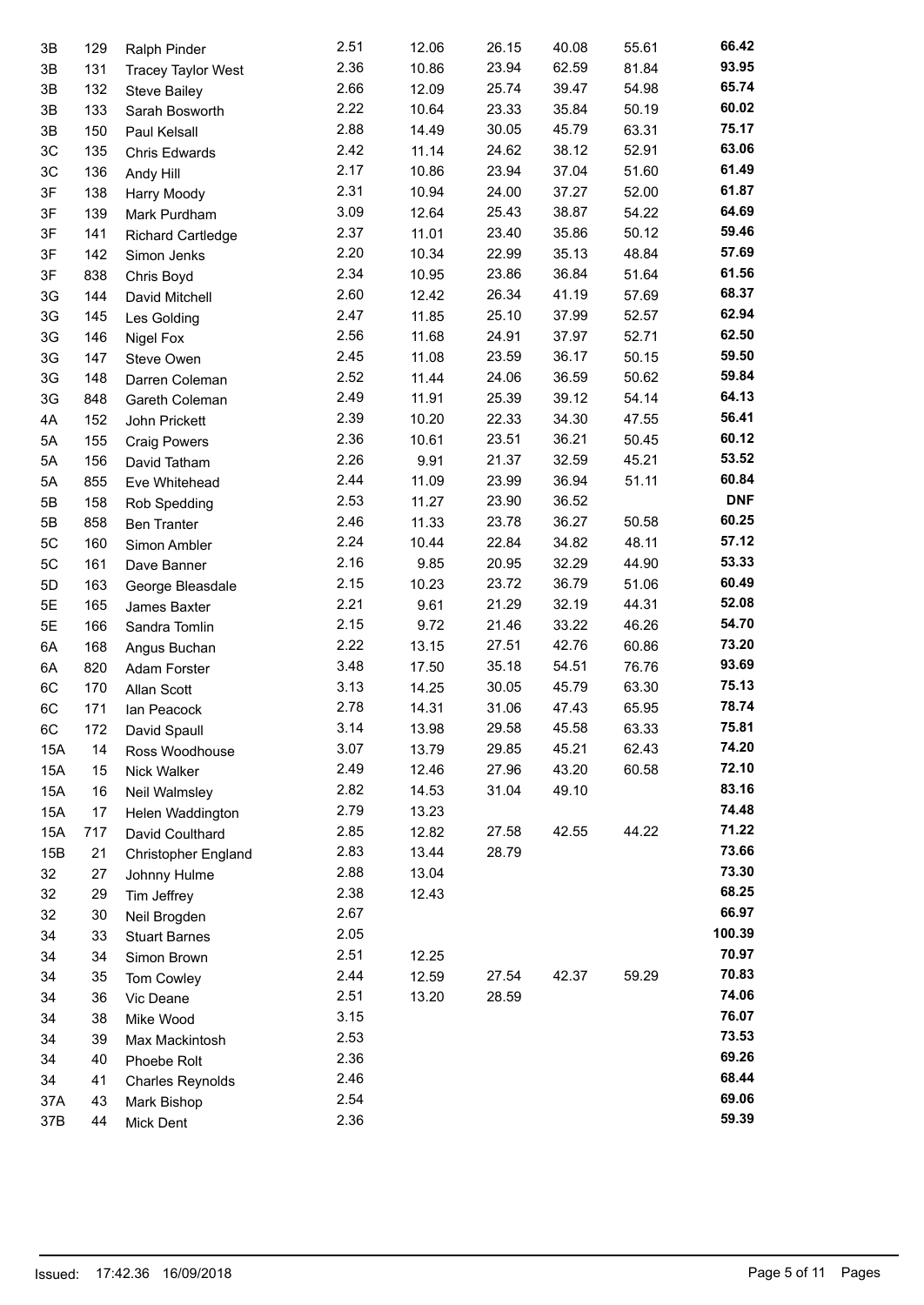| | | | | | | | | |
|---|---|---|---|---|---|---|---|---|
| 3B | 129 | Ralph Pinder | 2.51 | 12.06 | 26.15 | 40.08 | 55.61 | **66.42** |
| 3B | 131 | Tracey Taylor West | 2.36 | 10.86 | 23.94 | 62.59 | 81.84 | **93.95** |
| 3B | 132 | Steve Bailey | 2.66 | 12.09 | 25.74 | 39.47 | 54.98 | **65.74** |
| 3B | 133 | Sarah Bosworth | 2.22 | 10.64 | 23.33 | 35.84 | 50.19 | **60.02** |
| 3B | 150 | Paul Kelsall | 2.88 | 14.49 | 30.05 | 45.79 | 63.31 | **75.17** |
| 3C | 135 | Chris Edwards | 2.42 | 11.14 | 24.62 | 38.12 | 52.91 | **63.06** |
| 3C | 136 | Andy Hill | 2.17 | 10.86 | 23.94 | 37.04 | 51.60 | **61.49** |
| 3F | 138 | Harry Moody | 2.31 | 10.94 | 24.00 | 37.27 | 52.00 | **61.87** |
| 3F | 139 | Mark Purdham | 3.09 | 12.64 | 25.43 | 38.87 | 54.22 | **64.69** |
| 3F | 141 | Richard Cartledge | 2.37 | 11.01 | 23.40 | 35.86 | 50.12 | **59.46** |
| 3F | 142 | Simon Jenks | 2.20 | 10.34 | 22.99 | 35.13 | 48.84 | **57.69** |
| 3F | 838 | Chris Boyd | 2.34 | 10.95 | 23.86 | 36.84 | 51.64 | **61.56** |
| 3G | 144 | David Mitchell | 2.60 | 12.42 | 26.34 | 41.19 | 57.69 | **68.37** |
| 3G | 145 | Les Golding | 2.47 | 11.85 | 25.10 | 37.99 | 52.57 | **62.94** |
| 3G | 146 | Nigel Fox | 2.56 | 11.68 | 24.91 | 37.97 | 52.71 | **62.50** |
| 3G | 147 | Steve Owen | 2.45 | 11.08 | 23.59 | 36.17 | 50.15 | **59.50** |
| 3G | 148 | Darren Coleman | 2.52 | 11.44 | 24.06 | 36.59 | 50.62 | **59.84** |
| 3G | 848 | Gareth Coleman | 2.49 | 11.91 | 25.39 | 39.12 | 54.14 | **64.13** |
| 4A | 152 | John Prickett | 2.39 | 10.20 | 22.33 | 34.30 | 47.55 | **56.41** |
| 5A | 155 | Craig Powers | 2.36 | 10.61 | 23.51 | 36.21 | 50.45 | **60.12** |
| 5A | 156 | David Tatham | 2.26 | 9.91 | 21.37 | 32.59 | 45.21 | **53.52** |
| 5A | 855 | Eve Whitehead | 2.44 | 11.09 | 23.99 | 36.94 | 51.11 | **60.84** |
| 5B | 158 | Rob Spedding | 2.53 | 11.27 | 23.90 | 36.52 | | **DNF** |
| 5B | 858 | Ben Tranter | 2.46 | 11.33 | 23.78 | 36.27 | 50.58 | **60.25** |
| 5C | 160 | Simon Ambler | 2.24 | 10.44 | 22.84 | 34.82 | 48.11 | **57.12** |
| 5C | 161 | Dave Banner | 2.16 | 9.85 | 20.95 | 32.29 | 44.90 | **53.33** |
| 5D | 163 | George Bleasdale | 2.15 | 10.23 | 23.72 | 36.79 | 51.06 | **60.49** |
| 5E | 165 | James Baxter | 2.21 | 9.61 | 21.29 | 32.19 | 44.31 | **52.08** |
| 5E | 166 | Sandra Tomlin | 2.15 | 9.72 | 21.46 | 33.22 | 46.26 | **54.70** |
| 6A | 168 | Angus Buchan | 2.22 | 13.15 | 27.51 | 42.76 | 60.86 | **73.20** |
| 6A | 820 | Adam Forster | 3.48 | 17.50 | 35.18 | 54.51 | 76.76 | **93.69** |
| 6C | 170 | Allan Scott | 3.13 | 14.25 | 30.05 | 45.79 | 63.30 | **75.13** |
| 6C | 171 | Ian Peacock | 2.78 | 14.31 | 31.06 | 47.43 | 65.95 | **78.74** |
| 6C | 172 | David Spaull | 3.14 | 13.98 | 29.58 | 45.58 | 63.33 | **75.81** |
| 15A | 14 | Ross Woodhouse | 3.07 | 13.79 | 29.85 | 45.21 | 62.43 | **74.20** |
| 15A | 15 | Nick Walker | 2.49 | 12.46 | 27.96 | 43.20 | 60.58 | **72.10** |
| 15A | 16 | Neil Walmsley | 2.82 | 14.53 | 31.04 | 49.10 | | **83.16** |
| 15A | 17 | Helen Waddington | 2.79 | 13.23 | | | | **74.48** |
| 15A | 717 | David Coulthard | 2.85 | 12.82 | 27.58 | 42.55 | 44.22 | **71.22** |
| 15B | 21 | Christopher England | 2.83 | 13.44 | 28.79 | | | **73.66** |
| 32 | 27 | Johnny Hulme | 2.88 | 13.04 | | | | **73.30** |
| 32 | 29 | Tim Jeffrey | 2.38 | 12.43 | | | | **68.25** |
| 32 | 30 | Neil Brogden | 2.67 | | | | | **66.97** |
| 34 | 33 | Stuart Barnes | 2.05 | | | | | **100.39** |
| 34 | 34 | Simon Brown | 2.51 | | 12.25 | | | **70.97** |
| 34 | 35 | Tom Cowley | 2.44 | 12.59 | 27.54 | 42.37 | 59.29 | **70.83** |
| 34 | 36 | Vic Deane | 2.51 | 13.20 | 28.59 | | | **74.06** |
| 34 | 38 | Mike Wood | 3.15 | | | | | **76.07** |
| 34 | 39 | Max Mackintosh | 2.53 | | | | | **73.53** |
| 34 | 40 | Phoebe Rolt | 2.36 | | | | | **69.26** |
| 34 | 41 | Charles Reynolds | 2.46 | | | | | **68.44** |
| 37A | 43 | Mark Bishop | 2.54 | | | | | **69.06** |
| 37B | 44 | Mick Dent | 2.36 | | | | | **59.39** |

Issued: 17:42.36 16/09/2018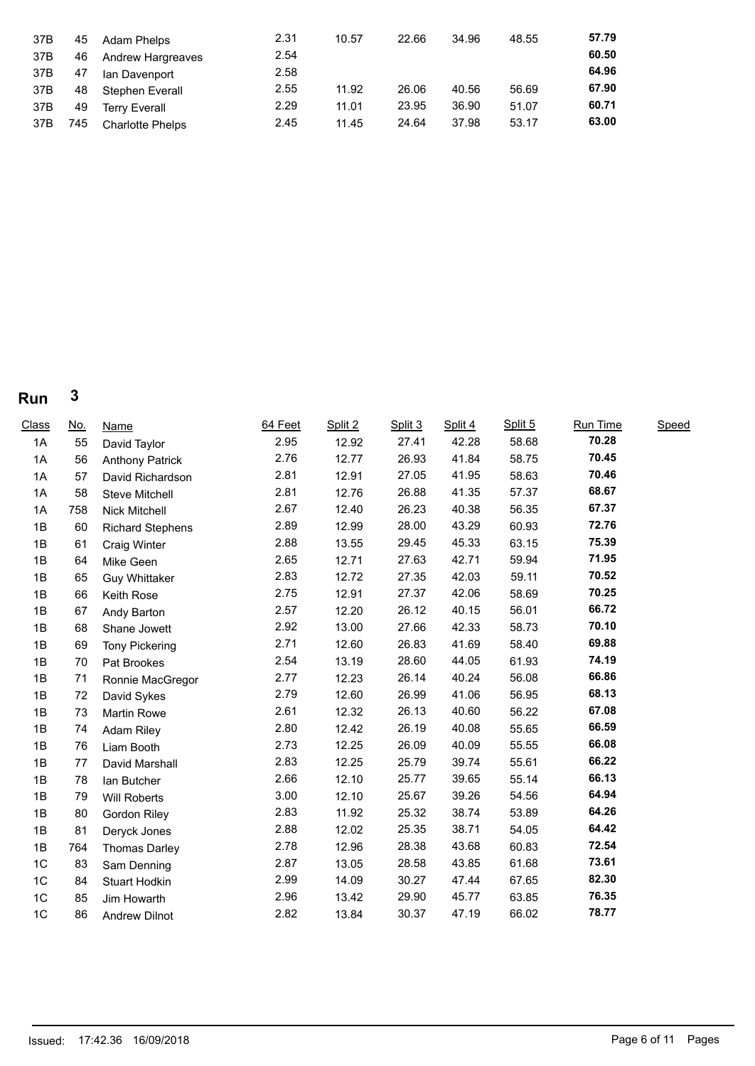| | | | | | | | | | |
|---|---|---|---|---|---|---|---|---|---|
| 37B | 45 | Adam Phelps | 2.31 | 10.57 | 22.66 | 34.96 | 48.55 | **57.79** | |
| 37B | 46 | Andrew Hargreaves | 2.54 | | | | | **60.50** | |
| 37B | 47 | Ian Davenport | 2.58 | | | | | **64.96** | |
| 37B | 48 | Stephen Everall | 2.55 | 11.92 | 26.06 | 40.56 | 56.69 | **67.90** | |
| 37B | 49 | Terry Everall | 2.29 | 11.01 | 23.95 | 36.90 | 51.07 | **60.71** | |
| 37B | 745 | Charlotte Phelps | 2.45 | 11.45 | 24.64 | 37.98 | 53.17 | **63.00** | |

## Run 3

| Class | No. | Name | 64 Feet | Split 2 | Split 3 | Split 4 | Split 5 | Run Time | Speed |
|---|---|---|---|---|---|---|---|---|---|
| 1A | 55 | David Taylor | 2.95 | 12.92 | 27.41 | 42.28 | 58.68 | **70.28** | |
| 1A | 56 | Anthony Patrick | 2.76 | 12.77 | 26.93 | 41.84 | 58.75 | **70.45** | |
| 1A | 57 | David Richardson | 2.81 | 12.91 | 27.05 | 41.95 | 58.63 | **70.46** | |
| 1A | 58 | Steve Mitchell | 2.81 | 12.76 | 26.88 | 41.35 | 57.37 | **68.67** | |
| 1A | 758 | Nick Mitchell | 2.67 | 12.40 | 26.23 | 40.38 | 56.35 | **67.37** | |
| 1B | 60 | Richard Stephens | 2.89 | 12.99 | 28.00 | 43.29 | 60.93 | **72.76** | |
| 1B | 61 | Craig Winter | 2.88 | 13.55 | 29.45 | 45.33 | 63.15 | **75.39** | |
| 1B | 64 | Mike Geen | 2.65 | 12.71 | 27.63 | 42.71 | 59.94 | **71.95** | |
| 1B | 65 | Guy Whittaker | 2.83 | 12.72 | 27.35 | 42.03 | 59.11 | **70.52** | |
| 1B | 66 | Keith Rose | 2.75 | 12.91 | 27.37 | 42.06 | 58.69 | **70.25** | |
| 1B | 67 | Andy Barton | 2.57 | 12.20 | 26.12 | 40.15 | 56.01 | **66.72** | |
| 1B | 68 | Shane Jowett | 2.92 | 13.00 | 27.66 | 42.33 | 58.73 | **70.10** | |
| 1B | 69 | Tony Pickering | 2.71 | 12.60 | 26.83 | 41.69 | 58.40 | **69.88** | |
| 1B | 70 | Pat Brookes | 2.54 | 13.19 | 28.60 | 44.05 | 61.93 | **74.19** | |
| 1B | 71 | Ronnie MacGregor | 2.77 | 12.23 | 26.14 | 40.24 | 56.08 | **66.86** | |
| 1B | 72 | David Sykes | 2.79 | 12.60 | 26.99 | 41.06 | 56.95 | **68.13** | |
| 1B | 73 | Martin Rowe | 2.61 | 12.32 | 26.13 | 40.60 | 56.22 | **67.08** | |
| 1B | 74 | Adam Riley | 2.80 | 12.42 | 26.19 | 40.08 | 55.65 | **66.59** | |
| 1B | 76 | Liam Booth | 2.73 | 12.25 | 26.09 | 40.09 | 55.55 | **66.08** | |
| 1B | 77 | David Marshall | 2.83 | 12.25 | 25.79 | 39.74 | 55.61 | **66.22** | |
| 1B | 78 | Ian Butcher | 2.66 | 12.10 | 25.77 | 39.65 | 55.14 | **66.13** | |
| 1B | 79 | Will Roberts | 3.00 | 12.10 | 25.67 | 39.26 | 54.56 | **64.94** | |
| 1B | 80 | Gordon Riley | 2.83 | 11.92 | 25.32 | 38.74 | 53.89 | **64.26** | |
| 1B | 81 | Deryck Jones | 2.88 | 12.02 | 25.35 | 38.71 | 54.05 | **64.42** | |
| 1B | 764 | Thomas Darley | 2.78 | 12.96 | 28.38 | 43.68 | 60.83 | **72.54** | |
| 1C | 83 | Sam Denning | 2.87 | 13.05 | 28.58 | 43.85 | 61.68 | **73.61** | |
| 1C | 84 | Stuart Hodkin | 2.99 | 14.09 | 30.27 | 47.44 | 67.65 | **82.30** | |
| 1C | 85 | Jim Howarth | 2.96 | 13.42 | 29.90 | 45.77 | 63.85 | **76.35** | |
| 1C | 86 | Andrew Dilnot | 2.82 | 13.84 | 30.37 | 47.19 | 66.02 | **78.77** | |

Issued: 17:42.36 16/09/2018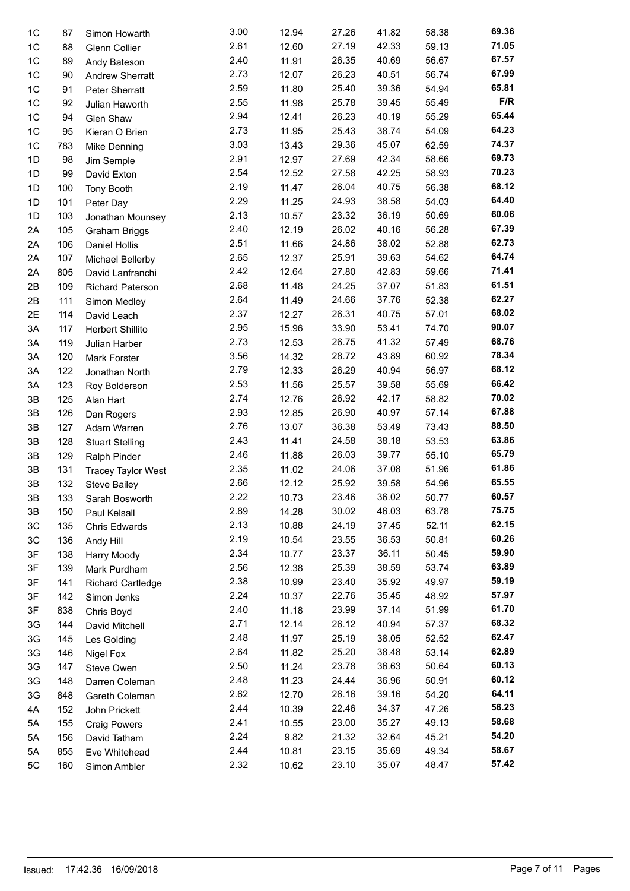| | | | | | | | | |
|---|---|---|---|---|---|---|---|---|
| 1C | 87 | Simon Howarth | 3.00 | 12.94 | 27.26 | 41.82 | 58.38 | **69.36** |
| 1C | 88 | Glenn Collier | 2.61 | 12.60 | 27.19 | 42.33 | 59.13 | **71.05** |
| 1C | 89 | Andy Bateson | 2.40 | 11.91 | 26.35 | 40.69 | 56.67 | **67.57** |
| 1C | 90 | Andrew Sherratt | 2.73 | 12.07 | 26.23 | 40.51 | 56.74 | **67.99** |
| 1C | 91 | Peter Sherratt | 2.59 | 11.80 | 25.40 | 39.36 | 54.94 | **65.81** |
| 1C | 92 | Julian Haworth | 2.55 | 11.98 | 25.78 | 39.45 | 55.49 | **F/R** |
| 1C | 94 | Glen Shaw | 2.94 | 12.41 | 26.23 | 40.19 | 55.29 | **65.44** |
| 1C | 95 | Kieran O Brien | 2.73 | 11.95 | 25.43 | 38.74 | 54.09 | **64.23** |
| 1C | 783 | Mike Denning | 3.03 | 13.43 | 29.36 | 45.07 | 62.59 | **74.37** |
| 1D | 98 | Jim Semple | 2.91 | 12.97 | 27.69 | 42.34 | 58.66 | **69.73** |
| 1D | 99 | David Exton | 2.54 | 12.52 | 27.58 | 42.25 | 58.93 | **70.23** |
| 1D | 100 | Tony Booth | 2.19 | 11.47 | 26.04 | 40.75 | 56.38 | **68.12** |
| 1D | 101 | Peter Day | 2.29 | 11.25 | 24.93 | 38.58 | 54.03 | **64.40** |
| 1D | 103 | Jonathan Mounsey | 2.13 | 10.57 | 23.32 | 36.19 | 50.69 | **60.06** |
| 2A | 105 | Graham Briggs | 2.40 | 12.19 | 26.02 | 40.16 | 56.28 | **67.39** |
| 2A | 106 | Daniel Hollis | 2.51 | 11.66 | 24.86 | 38.02 | 52.88 | **62.73** |
| 2A | 107 | Michael Bellerby | 2.65 | 12.37 | 25.91 | 39.63 | 54.62 | **64.74** |
| 2A | 805 | David Lanfranchi | 2.42 | 12.64 | 27.80 | 42.83 | 59.66 | **71.41** |
| 2B | 109 | Richard Paterson | 2.68 | 11.48 | 24.25 | 37.07 | 51.83 | **61.51** |
| 2B | 111 | Simon Medley | 2.64 | 11.49 | 24.66 | 37.76 | 52.38 | **62.27** |
| 2E | 114 | David Leach | 2.37 | 12.27 | 26.31 | 40.75 | 57.01 | **68.02** |
| 3A | 117 | Herbert Shillito | 2.95 | 15.96 | 33.90 | 53.41 | 74.70 | **90.07** |
| 3A | 119 | Julian Harber | 2.73 | 12.53 | 26.75 | 41.32 | 57.49 | **68.76** |
| 3A | 120 | Mark Forster | 3.56 | 14.32 | 28.72 | 43.89 | 60.92 | **78.34** |
| 3A | 122 | Jonathan North | 2.79 | 12.33 | 26.29 | 40.94 | 56.97 | **68.12** |
| 3A | 123 | Roy Bolderson | 2.53 | 11.56 | 25.57 | 39.58 | 55.69 | **66.42** |
| 3B | 125 | Alan Hart | 2.74 | 12.76 | 26.92 | 42.17 | 58.82 | **70.02** |
| 3B | 126 | Dan Rogers | 2.93 | 12.85 | 26.90 | 40.97 | 57.14 | **67.88** |
| 3B | 127 | Adam Warren | 2.76 | 13.07 | 36.38 | 53.49 | 73.43 | **88.50** |
| 3B | 128 | Stuart Stelling | 2.43 | 11.41 | 24.58 | 38.18 | 53.53 | **63.86** |
| 3B | 129 | Ralph Pinder | 2.46 | 11.88 | 26.03 | 39.77 | 55.10 | **65.79** |
| 3B | 131 | Tracey Taylor West | 2.35 | 11.02 | 24.06 | 37.08 | 51.96 | **61.86** |
| 3B | 132 | Steve Bailey | 2.66 | 12.12 | 25.92 | 39.58 | 54.96 | **65.55** |
| 3B | 133 | Sarah Bosworth | 2.22 | 10.73 | 23.46 | 36.02 | 50.77 | **60.57** |
| 3B | 150 | Paul Kelsall | 2.89 | 14.28 | 30.02 | 46.03 | 63.78 | **75.75** |
| 3C | 135 | Chris Edwards | 2.13 | 10.88 | 24.19 | 37.45 | 52.11 | **62.15** |
| 3C | 136 | Andy Hill | 2.19 | 10.54 | 23.55 | 36.53 | 50.81 | **60.26** |
| 3F | 138 | Harry Moody | 2.34 | 10.77 | 23.37 | 36.11 | 50.45 | **59.90** |
| 3F | 139 | Mark Purdham | 2.56 | 12.38 | 25.39 | 38.59 | 53.74 | **63.89** |
| 3F | 141 | Richard Cartledge | 2.38 | 10.99 | 23.40 | 35.92 | 49.97 | **59.19** |
| 3F | 142 | Simon Jenks | 2.24 | 10.37 | 22.76 | 35.45 | 48.92 | **57.97** |
| 3F | 838 | Chris Boyd | 2.40 | 11.18 | 23.99 | 37.14 | 51.99 | **61.70** |
| 3G | 144 | David Mitchell | 2.71 | 12.14 | 26.12 | 40.94 | 57.37 | **68.32** |
| 3G | 145 | Les Golding | 2.48 | 11.97 | 25.19 | 38.05 | 52.52 | **62.47** |
| 3G | 146 | Nigel Fox | 2.64 | 11.82 | 25.20 | 38.48 | 53.14 | **62.89** |
| 3G | 147 | Steve Owen | 2.50 | 11.24 | 23.78 | 36.63 | 50.64 | **60.13** |
| 3G | 148 | Darren Coleman | 2.48 | 11.23 | 24.44 | 36.96 | 50.91 | **60.12** |
| 3G | 848 | Gareth Coleman | 2.62 | 12.70 | 26.16 | 39.16 | 54.20 | **64.11** |
| 4A | 152 | John Prickett | 2.44 | 10.39 | 22.46 | 34.37 | 47.26 | **56.23** |
| 5A | 155 | Craig Powers | 2.41 | 10.55 | 23.00 | 35.27 | 49.13 | **58.68** |
| 5A | 156 | David Tatham | 2.24 | 9.82 | 21.32 | 32.64 | 45.21 | **54.20** |
| 5A | 855 | Eve Whitehead | 2.44 | 10.81 | 23.15 | 35.69 | 49.34 | **58.67** |
| 5C | 160 | Simon Ambler | 2.32 | 10.62 | 23.10 | 35.07 | 48.47 | **57.42** |

Issued: 17:42.36 16/09/2018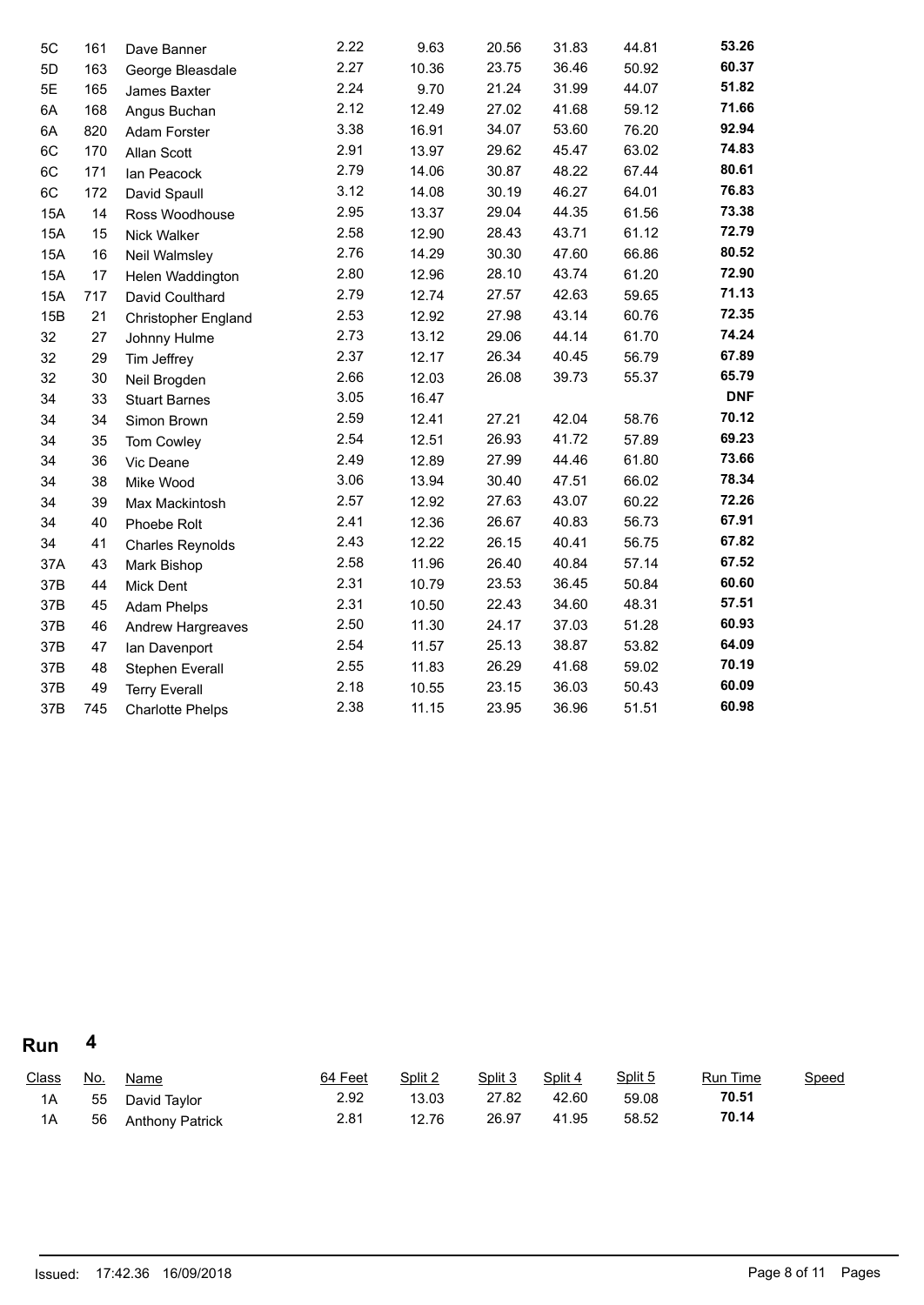| Class | No. | Name | 64 Feet | Split 2 | Split 3 | Split 4 | Split 5 | Run Time | Speed |
|---|---|---|---|---|---|---|---|---|---|
| 5C | 161 | Dave Banner | 2.22 | 9.63 | 20.56 | 31.83 | 44.81 | **53.26** | |
| 5D | 163 | George Bleasdale | 2.27 | 10.36 | 23.75 | 36.46 | 50.92 | **60.37** | |
| 5E | 165 | James Baxter | 2.24 | 9.70 | 21.24 | 31.99 | 44.07 | **51.82** | |
| 6A | 168 | Angus Buchan | 2.12 | 12.49 | 27.02 | 41.68 | 59.12 | **71.66** | |
| 6A | 820 | Adam Forster | 3.38 | 16.91 | 34.07 | 53.60 | 76.20 | **92.94** | |
| 6C | 170 | Allan Scott | 2.91 | 13.97 | 29.62 | 45.47 | 63.02 | **74.83** | |
| 6C | 171 | Ian Peacock | 2.79 | 14.06 | 30.87 | 48.22 | 67.44 | **80.61** | |
| 6C | 172 | David Spaull | 3.12 | 14.08 | 30.19 | 46.27 | 64.01 | **76.83** | |
| 15A | 14 | Ross Woodhouse | 2.95 | 13.37 | 29.04 | 44.35 | 61.56 | **73.38** | |
| 15A | 15 | Nick Walker | 2.58 | 12.90 | 28.43 | 43.71 | 61.12 | **72.79** | |
| 15A | 16 | Neil Walmsley | 2.76 | 14.29 | 30.30 | 47.60 | 66.86 | **80.52** | |
| 15A | 17 | Helen Waddington | 2.80 | 12.96 | 28.10 | 43.74 | 61.20 | **72.90** | |
| 15A | 717 | David Coulthard | 2.79 | 12.74 | 27.57 | 42.63 | 59.65 | **71.13** | |
| 15B | 21 | Christopher England | 2.53 | 12.92 | 27.98 | 43.14 | 60.76 | **72.35** | |
| 32 | 27 | Johnny Hulme | 2.73 | 13.12 | 29.06 | 44.14 | 61.70 | **74.24** | |
| 32 | 29 | Tim Jeffrey | 2.37 | 12.17 | 26.34 | 40.45 | 56.79 | **67.89** | |
| 32 | 30 | Neil Brogden | 2.66 | 12.03 | 26.08 | 39.73 | 55.37 | **65.79** | |
| 34 | 33 | Stuart Barnes | 3.05 | 16.47 | | | | **DNF** | |
| 34 | 34 | Simon Brown | 2.59 | 12.41 | 27.21 | 42.04 | 58.76 | **70.12** | |
| 34 | 35 | Tom Cowley | 2.54 | 12.51 | 26.93 | 41.72 | 57.89 | **69.23** | |
| 34 | 36 | Vic Deane | 2.49 | 12.89 | 27.99 | 44.46 | 61.80 | **73.66** | |
| 34 | 38 | Mike Wood | 3.06 | 13.94 | 30.40 | 47.51 | 66.02 | **78.34** | |
| 34 | 39 | Max Mackintosh | 2.57 | 12.92 | 27.63 | 43.07 | 60.22 | **72.26** | |
| 34 | 40 | Phoebe Rolt | 2.41 | 12.36 | 26.67 | 40.83 | 56.73 | **67.91** | |
| 34 | 41 | Charles Reynolds | 2.43 | 12.22 | 26.15 | 40.41 | 56.75 | **67.82** | |
| 37A | 43 | Mark Bishop | 2.58 | 11.96 | 26.40 | 40.84 | 57.14 | **67.52** | |
| 37B | 44 | Mick Dent | 2.31 | 10.79 | 23.53 | 36.45 | 50.84 | **60.60** | |
| 37B | 45 | Adam Phelps | 2.31 | 10.50 | 22.43 | 34.60 | 48.31 | **57.51** | |
| 37B | 46 | Andrew Hargreaves | 2.50 | 11.30 | 24.17 | 37.03 | 51.28 | **60.93** | |
| 37B | 47 | Ian Davenport | 2.54 | 11.57 | 25.13 | 38.87 | 53.82 | **64.09** | |
| 37B | 48 | Stephen Everall | 2.55 | 11.83 | 26.29 | 41.68 | 59.02 | **70.19** | |
| 37B | 49 | Terry Everall | 2.18 | 10.55 | 23.15 | 36.03 | 50.43 | **60.09** | |
| 37B | 745 | Charlotte Phelps | 2.38 | 11.15 | 23.95 | 36.96 | 51.51 | **60.98** | |

## Run 4

| Class | No. | Name | 64 Feet | Split 2 | Split 3 | Split 4 | Split 5 | Run Time | Speed |
|---|---|---|---|---|---|---|---|---|---|
| 1A | 55 | David Taylor | 2.92 | 13.03 | 27.82 | 42.60 | 59.08 | **70.51** | |
| 1A | 56 | Anthony Patrick | 2.81 | 12.76 | 26.97 | 41.95 | 58.52 | **70.14** | |

Issued: 17:42.36 16/09/2018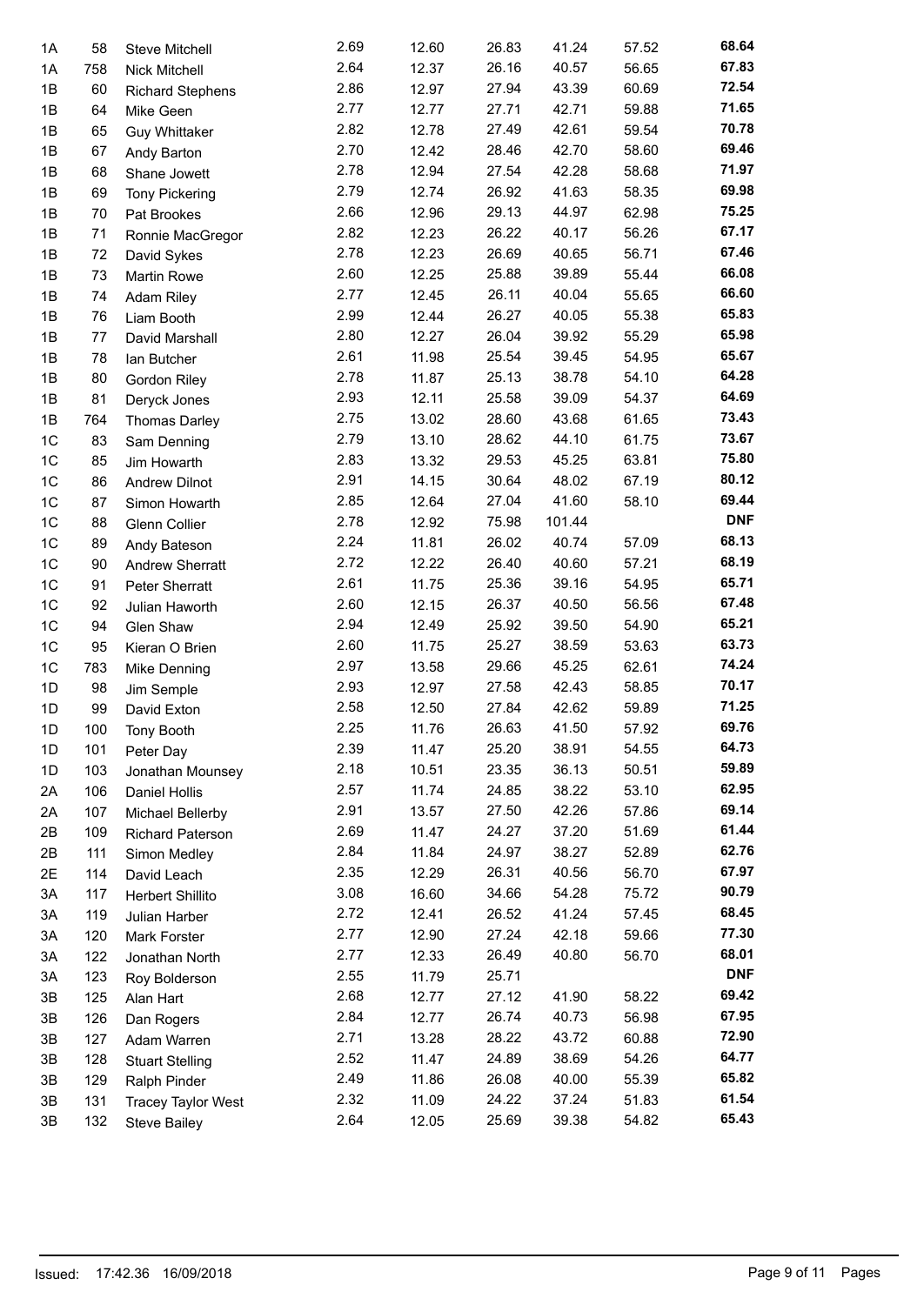| | | | | | | | | |
|---|---|---|---|---|---|---|---|---|
| 1A | 58 | Steve Mitchell | 2.69 | 12.60 | 26.83 | 41.24 | 57.52 | **68.64** |
| 1A | 758 | Nick Mitchell | 2.64 | 12.37 | 26.16 | 40.57 | 56.65 | **67.83** |
| 1B | 60 | Richard Stephens | 2.86 | 12.97 | 27.94 | 43.39 | 60.69 | **72.54** |
| 1B | 64 | Mike Geen | 2.77 | 12.77 | 27.71 | 42.71 | 59.88 | **71.65** |
| 1B | 65 | Guy Whittaker | 2.82 | 12.78 | 27.49 | 42.61 | 59.54 | **70.78** |
| 1B | 67 | Andy Barton | 2.70 | 12.42 | 28.46 | 42.70 | 58.60 | **69.46** |
| 1B | 68 | Shane Jowett | 2.78 | 12.94 | 27.54 | 42.28 | 58.68 | **71.97** |
| 1B | 69 | Tony Pickering | 2.79 | 12.74 | 26.92 | 41.63 | 58.35 | **69.98** |
| 1B | 70 | Pat Brookes | 2.66 | 12.96 | 29.13 | 44.97 | 62.98 | **75.25** |
| 1B | 71 | Ronnie MacGregor | 2.82 | 12.23 | 26.22 | 40.17 | 56.26 | **67.17** |
| 1B | 72 | David Sykes | 2.78 | 12.23 | 26.69 | 40.65 | 56.71 | **67.46** |
| 1B | 73 | Martin Rowe | 2.60 | 12.25 | 25.88 | 39.89 | 55.44 | **66.08** |
| 1B | 74 | Adam Riley | 2.77 | 12.45 | 26.11 | 40.04 | 55.65 | **66.60** |
| 1B | 76 | Liam Booth | 2.99 | 12.44 | 26.27 | 40.05 | 55.38 | **65.83** |
| 1B | 77 | David Marshall | 2.80 | 12.27 | 26.04 | 39.92 | 55.29 | **65.98** |
| 1B | 78 | Ian Butcher | 2.61 | 11.98 | 25.54 | 39.45 | 54.95 | **65.67** |
| 1B | 80 | Gordon Riley | 2.78 | 11.87 | 25.13 | 38.78 | 54.10 | **64.28** |
| 1B | 81 | Deryck Jones | 2.93 | 12.11 | 25.58 | 39.09 | 54.37 | **64.69** |
| 1B | 764 | Thomas Darley | 2.75 | 13.02 | 28.60 | 43.68 | 61.65 | **73.43** |
| 1C | 83 | Sam Denning | 2.79 | 13.10 | 28.62 | 44.10 | 61.75 | **73.67** |
| 1C | 85 | Jim Howarth | 2.83 | 13.32 | 29.53 | 45.25 | 63.81 | **75.80** |
| 1C | 86 | Andrew Dilnot | 2.91 | 14.15 | 30.64 | 48.02 | 67.19 | **80.12** |
| 1C | 87 | Simon Howarth | 2.85 | 12.64 | 27.04 | 41.60 | 58.10 | **69.44** |
| 1C | 88 | Glenn Collier | 2.78 | 12.92 | 75.98 | 101.44 | | **DNF** |
| 1C | 89 | Andy Bateson | 2.24 | 11.81 | 26.02 | 40.74 | 57.09 | **68.13** |
| 1C | 90 | Andrew Sherratt | 2.72 | 12.22 | 26.40 | 40.60 | 57.21 | **68.19** |
| 1C | 91 | Peter Sherratt | 2.61 | 11.75 | 25.36 | 39.16 | 54.95 | **65.71** |
| 1C | 92 | Julian Haworth | 2.60 | 12.15 | 26.37 | 40.50 | 56.56 | **67.48** |
| 1C | 94 | Glen Shaw | 2.94 | 12.49 | 25.92 | 39.50 | 54.90 | **65.21** |
| 1C | 95 | Kieran O Brien | 2.60 | 11.75 | 25.27 | 38.59 | 53.63 | **63.73** |
| 1C | 783 | Mike Denning | 2.97 | 13.58 | 29.66 | 45.25 | 62.61 | **74.24** |
| 1D | 98 | Jim Semple | 2.93 | 12.97 | 27.58 | 42.43 | 58.85 | **70.17** |
| 1D | 99 | David Exton | 2.58 | 12.50 | 27.84 | 42.62 | 59.89 | **71.25** |
| 1D | 100 | Tony Booth | 2.25 | 11.76 | 26.63 | 41.50 | 57.92 | **69.76** |
| 1D | 101 | Peter Day | 2.39 | 11.47 | 25.20 | 38.91 | 54.55 | **64.73** |
| 1D | 103 | Jonathan Mounsey | 2.18 | 10.51 | 23.35 | 36.13 | 50.51 | **59.89** |
| 2A | 106 | Daniel Hollis | 2.57 | 11.74 | 24.85 | 38.22 | 53.10 | **62.95** |
| 2A | 107 | Michael Bellerby | 2.91 | 13.57 | 27.50 | 42.26 | 57.86 | **69.14** |
| 2B | 109 | Richard Paterson | 2.69 | 11.47 | 24.27 | 37.20 | 51.69 | **61.44** |
| 2B | 111 | Simon Medley | 2.84 | 11.84 | 24.97 | 38.27 | 52.89 | **62.76** |
| 2E | 114 | David Leach | 2.35 | 12.29 | 26.31 | 40.56 | 56.70 | **67.97** |
| 3A | 117 | Herbert Shillito | 3.08 | 16.60 | 34.66 | 54.28 | 75.72 | **90.79** |
| 3A | 119 | Julian Harber | 2.72 | 12.41 | 26.52 | 41.24 | 57.45 | **68.45** |
| 3A | 120 | Mark Forster | 2.77 | 12.90 | 27.24 | 42.18 | 59.66 | **77.30** |
| 3A | 122 | Jonathan North | 2.77 | 12.33 | 26.49 | 40.80 | 56.70 | **68.01** |
| 3A | 123 | Roy Bolderson | 2.55 | 11.79 | 25.71 | | | **DNF** |
| 3B | 125 | Alan Hart | 2.68 | 12.77 | 27.12 | 41.90 | 58.22 | **69.42** |
| 3B | 126 | Dan Rogers | 2.84 | 12.77 | 26.74 | 40.73 | 56.98 | **67.95** |
| 3B | 127 | Adam Warren | 2.71 | 13.28 | 28.22 | 43.72 | 60.88 | **72.90** |
| 3B | 128 | Stuart Stelling | 2.52 | 11.47 | 24.89 | 38.69 | 54.26 | **64.77** |
| 3B | 129 | Ralph Pinder | 2.49 | 11.86 | 26.08 | 40.00 | 55.39 | **65.82** |
| 3B | 131 | Tracey Taylor West | 2.32 | 11.09 | 24.22 | 37.24 | 51.83 | **61.54** |
| 3B | 132 | Steve Bailey | 2.64 | 12.05 | 25.69 | 39.38 | 54.82 | **65.43** |

Issued: 17:42.36 16/09/2018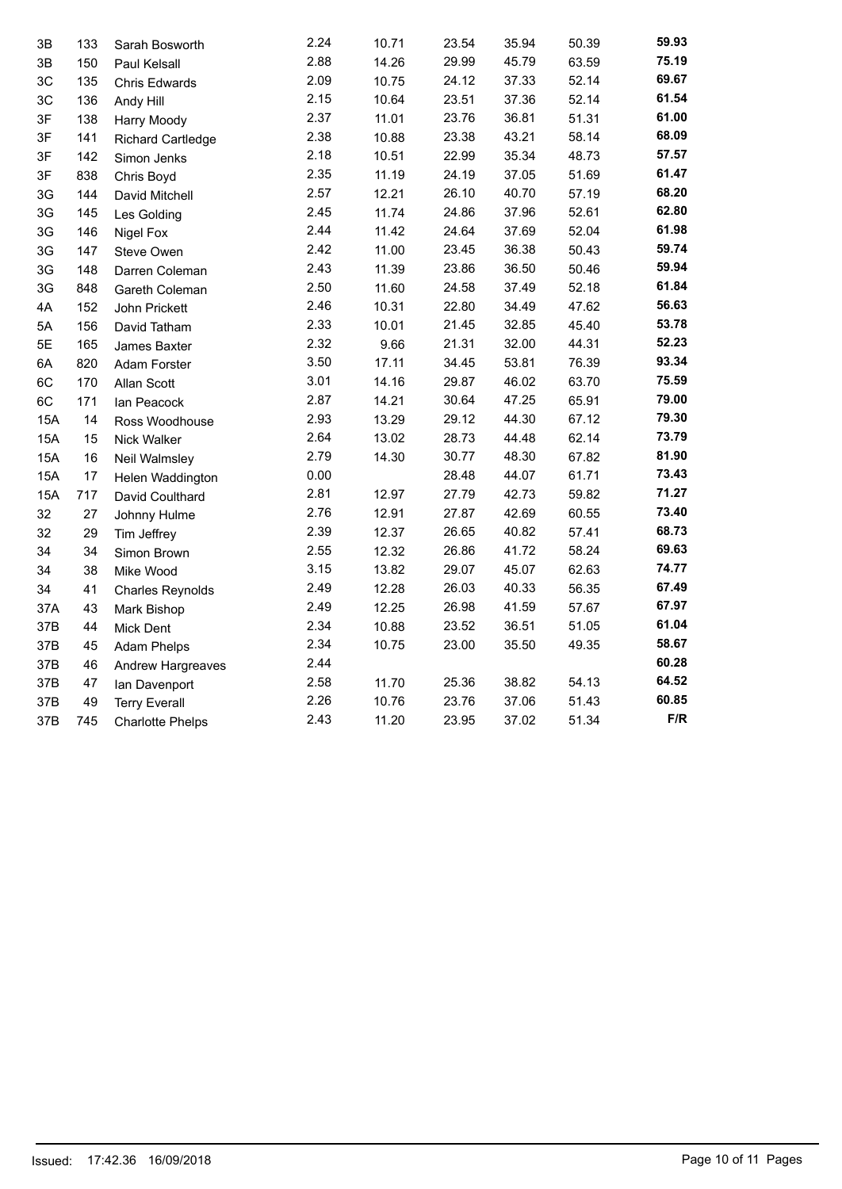| | | | | | | | | |
|---|---|---|---|---|---|---|---|---|
| 3B | 133 | Sarah Bosworth | 2.24 | 10.71 | 23.54 | 35.94 | 50.39 | **59.93** |
| 3B | 150 | Paul Kelsall | 2.88 | 14.26 | 29.99 | 45.79 | 63.59 | **75.19** |
| 3C | 135 | Chris Edwards | 2.09 | 10.75 | 24.12 | 37.33 | 52.14 | **69.67** |
| 3C | 136 | Andy Hill | 2.15 | 10.64 | 23.51 | 37.36 | 52.14 | **61.54** |
| 3F | 138 | Harry Moody | 2.37 | 11.01 | 23.76 | 36.81 | 51.31 | **61.00** |
| 3F | 141 | Richard Cartledge | 2.38 | 10.88 | 23.38 | 43.21 | 58.14 | **68.09** |
| 3F | 142 | Simon Jenks | 2.18 | 10.51 | 22.99 | 35.34 | 48.73 | **57.57** |
| 3F | 838 | Chris Boyd | 2.35 | 11.19 | 24.19 | 37.05 | 51.69 | **61.47** |
| 3G | 144 | David Mitchell | 2.57 | 12.21 | 26.10 | 40.70 | 57.19 | **68.20** |
| 3G | 145 | Les Golding | 2.45 | 11.74 | 24.86 | 37.96 | 52.61 | **62.80** |
| 3G | 146 | Nigel Fox | 2.44 | 11.42 | 24.64 | 37.69 | 52.04 | **61.98** |
| 3G | 147 | Steve Owen | 2.42 | 11.00 | 23.45 | 36.38 | 50.43 | **59.74** |
| 3G | 148 | Darren Coleman | 2.43 | 11.39 | 23.86 | 36.50 | 50.46 | **59.94** |
| 3G | 848 | Gareth Coleman | 2.50 | 11.60 | 24.58 | 37.49 | 52.18 | **61.84** |
| 4A | 152 | John Prickett | 2.46 | 10.31 | 22.80 | 34.49 | 47.62 | **56.63** |
| 5A | 156 | David Tatham | 2.33 | 10.01 | 21.45 | 32.85 | 45.40 | **53.78** |
| 5E | 165 | James Baxter | 2.32 | 9.66 | 21.31 | 32.00 | 44.31 | **52.23** |
| 6A | 820 | Adam Forster | 3.50 | 17.11 | 34.45 | 53.81 | 76.39 | **93.34** |
| 6C | 170 | Allan Scott | 3.01 | 14.16 | 29.87 | 46.02 | 63.70 | **75.59** |
| 6C | 171 | Ian Peacock | 2.87 | 14.21 | 30.64 | 47.25 | 65.91 | **79.00** |
| 15A | 14 | Ross Woodhouse | 2.93 | 13.29 | 29.12 | 44.30 | 67.12 | **79.30** |
| 15A | 15 | Nick Walker | 2.64 | 13.02 | 28.73 | 44.48 | 62.14 | **73.79** |
| 15A | 16 | Neil Walmsley | 2.79 | 14.30 | 30.77 | 48.30 | 67.82 | **81.90** |
| 15A | 17 | Helen Waddington | 0.00 | | 28.48 | 44.07 | 61.71 | **73.43** |
| 15A | 717 | David Coulthard | 2.81 | 12.97 | 27.79 | 42.73 | 59.82 | **71.27** |
| 32 | 27 | Johnny Hulme | 2.76 | 12.91 | 27.87 | 42.69 | 60.55 | **73.40** |
| 32 | 29 | Tim Jeffrey | 2.39 | 12.37 | 26.65 | 40.82 | 57.41 | **68.73** |
| 34 | 34 | Simon Brown | 2.55 | 12.32 | 26.86 | 41.72 | 58.24 | **69.63** |
| 34 | 38 | Mike Wood | 3.15 | 13.82 | 29.07 | 45.07 | 62.63 | **74.77** |
| 34 | 41 | Charles Reynolds | 2.49 | 12.28 | 26.03 | 40.33 | 56.35 | **67.49** |
| 37A | 43 | Mark Bishop | 2.49 | 12.25 | 26.98 | 41.59 | 57.67 | **67.97** |
| 37B | 44 | Mick Dent | 2.34 | 10.88 | 23.52 | 36.51 | 51.05 | **61.04** |
| 37B | 45 | Adam Phelps | 2.34 | 10.75 | 23.00 | 35.50 | 49.35 | **58.67** |
| 37B | 46 | Andrew Hargreaves | 2.44 | | | | | **60.28** |
| 37B | 47 | Ian Davenport | 2.58 | 11.70 | 25.36 | 38.82 | 54.13 | **64.52** |
| 37B | 49 | Terry Everall | 2.26 | 10.76 | 23.76 | 37.06 | 51.43 | **60.85** |
| 37B | 745 | Charlotte Phelps | 2.43 | 11.20 | 23.95 | 37.02 | 51.34 | **F/R** |

Issued: 17:42.36 16/09/2018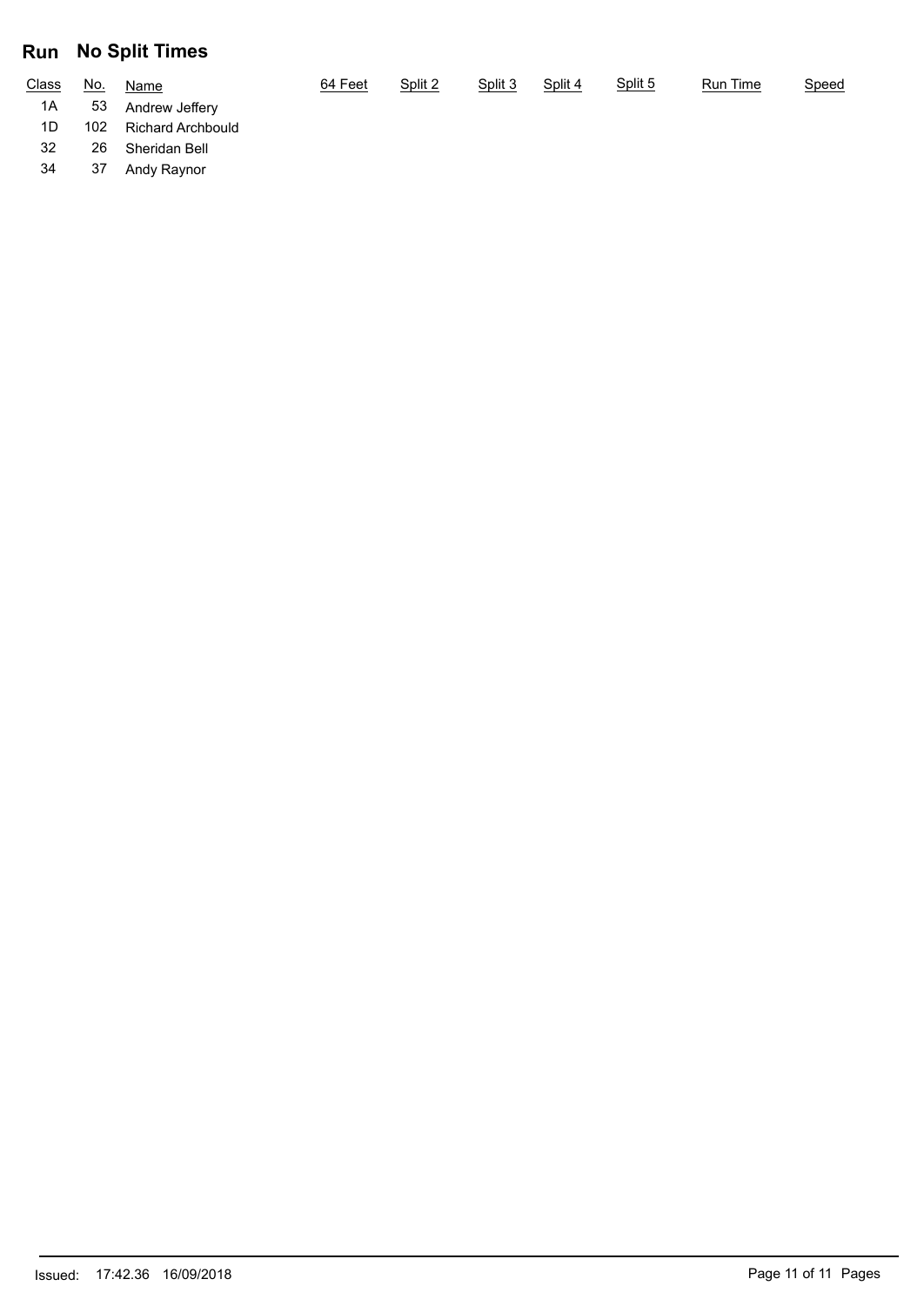# Run No Split Times

| Class | No. | Name | 64 Feet | Split 2 | Split 3 | Split 4 | Split 5 | Run Time | Speed |
|---|---|---|---|---|---|---|---|---|---|
| 1A | 53 | Andrew Jeffery | | | | | | | |
| 1D | 102 | Richard Archbould | | | | | | | |
| 32 | 26 | Sheridan Bell | | | | | | | |
| 34 | 37 | Andy Raynor | | | | | | | |

Issued: 17:42.36 16/09/2018